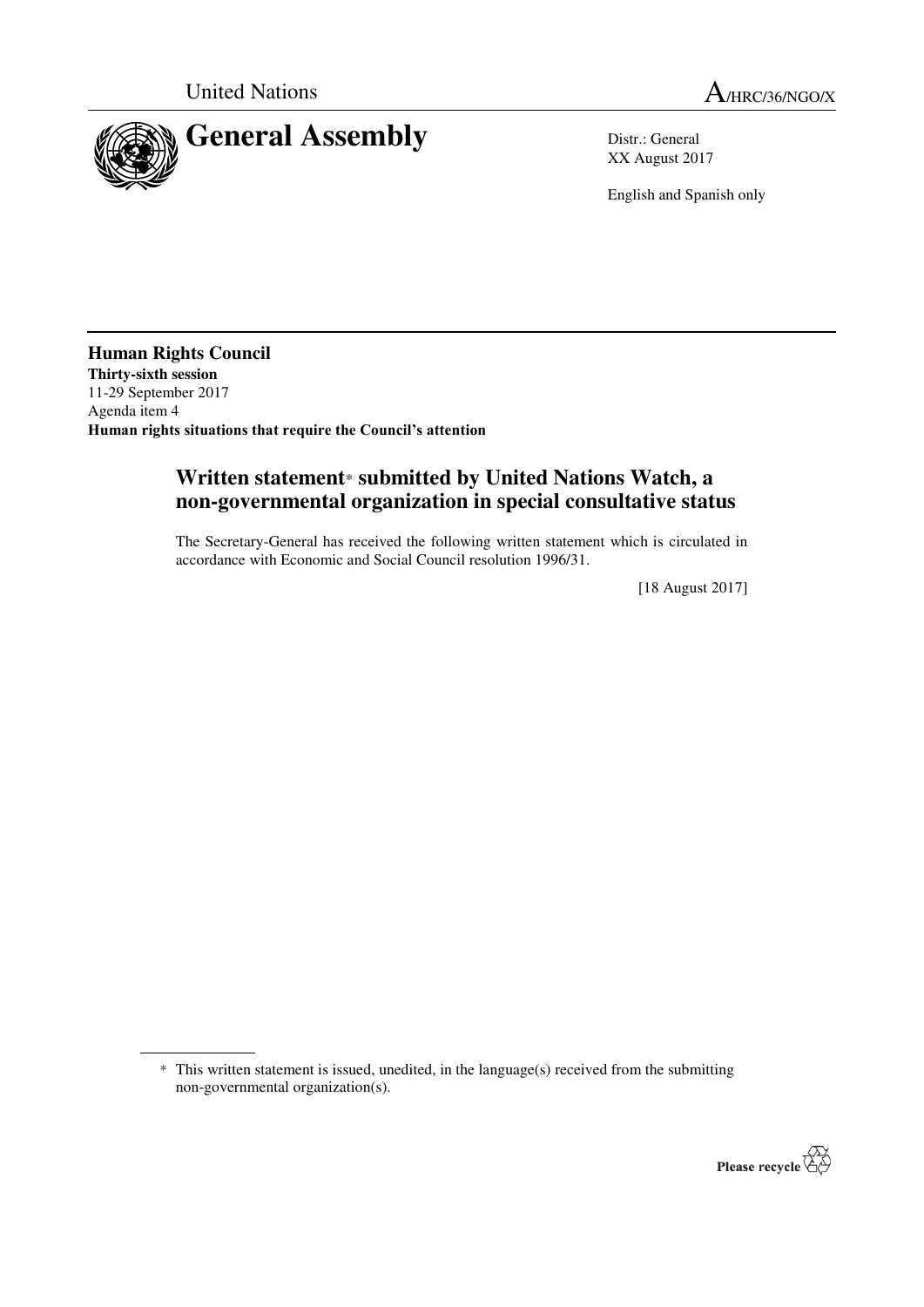United Nations

A/HRC/36/NGO/X

# General Assembly

Distr.: General
XX August 2017

English and Spanish only

**Human Rights Council**
**Thirty-sixth session**
11-29 September 2017
Agenda item 4
**Human rights situations that require the Council's attention**

## Written statement* submitted by United Nations Watch, a non-governmental organization in special consultative status

The Secretary-General has received the following written statement which is circulated in accordance with Economic and Social Council resolution 1996/31.

[18 August 2017]

* This written statement is issued, unedited, in the language(s) received from the submitting non-governmental organization(s).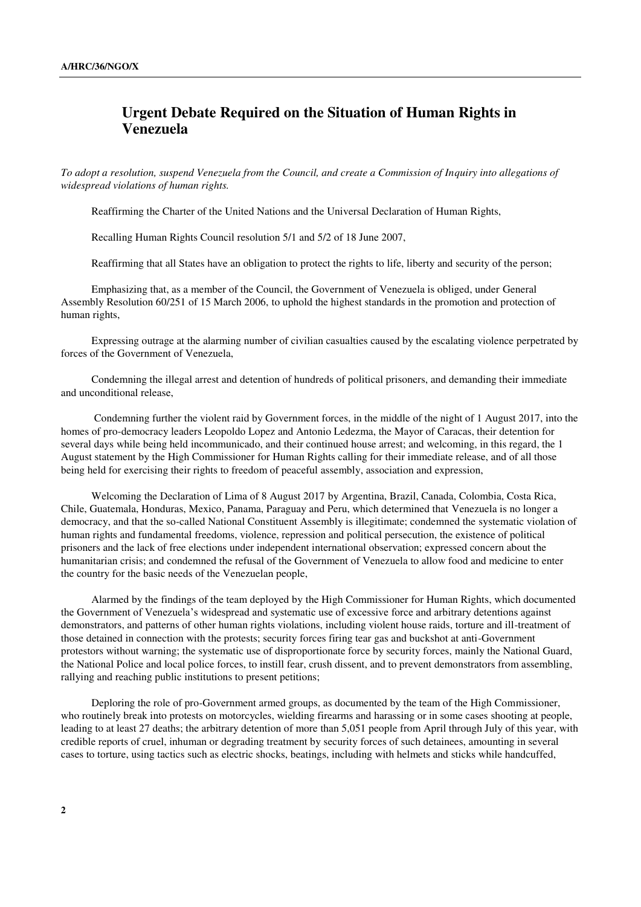## Urgent Debate Required on the Situation of Human Rights in Venezuela

*To adopt a resolution, suspend Venezuela from the Council, and create a Commission of Inquiry into allegations of widespread violations of human rights.*

Reaffirming the Charter of the United Nations and the Universal Declaration of Human Rights,

Recalling Human Rights Council resolution 5/1 and 5/2 of 18 June 2007,

Reaffirming that all States have an obligation to protect the rights to life, liberty and security of the person;

Emphasizing that, as a member of the Council, the Government of Venezuela is obliged, under General Assembly Resolution 60/251 of 15 March 2006, to uphold the highest standards in the promotion and protection of human rights,

Expressing outrage at the alarming number of civilian casualties caused by the escalating violence perpetrated by forces of the Government of Venezuela,

Condemning the illegal arrest and detention of hundreds of political prisoners, and demanding their immediate and unconditional release,

Condemning further the violent raid by Government forces, in the middle of the night of 1 August 2017, into the homes of pro-democracy leaders Leopoldo Lopez and Antonio Ledezma, the Mayor of Caracas, their detention for several days while being held incommunicado, and their continued house arrest; and welcoming, in this regard, the 1 August statement by the High Commissioner for Human Rights calling for their immediate release, and of all those being held for exercising their rights to freedom of peaceful assembly, association and expression,

Welcoming the Declaration of Lima of 8 August 2017 by Argentina, Brazil, Canada, Colombia, Costa Rica, Chile, Guatemala, Honduras, Mexico, Panama, Paraguay and Peru, which determined that Venezuela is no longer a democracy, and that the so-called National Constituent Assembly is illegitimate; condemned the systematic violation of human rights and fundamental freedoms, violence, repression and political persecution, the existence of political prisoners and the lack of free elections under independent international observation; expressed concern about the humanitarian crisis; and condemned the refusal of the Government of Venezuela to allow food and medicine to enter the country for the basic needs of the Venezuelan people,

Alarmed by the findings of the team deployed by the High Commissioner for Human Rights, which documented the Government of Venezuela's widespread and systematic use of excessive force and arbitrary detentions against demonstrators, and patterns of other human rights violations, including violent house raids, torture and ill-treatment of those detained in connection with the protests; security forces firing tear gas and buckshot at anti-Government protestors without warning; the systematic use of disproportionate force by security forces, mainly the National Guard, the National Police and local police forces, to instill fear, crush dissent, and to prevent demonstrators from assembling, rallying and reaching public institutions to present petitions;

Deploring the role of pro-Government armed groups, as documented by the team of the High Commissioner, who routinely break into protests on motorcycles, wielding firearms and harassing or in some cases shooting at people, leading to at least 27 deaths; the arbitrary detention of more than 5,051 people from April through July of this year, with credible reports of cruel, inhuman or degrading treatment by security forces of such detainees, amounting in several cases to torture, using tactics such as electric shocks, beatings, including with helmets and sticks while handcuffed,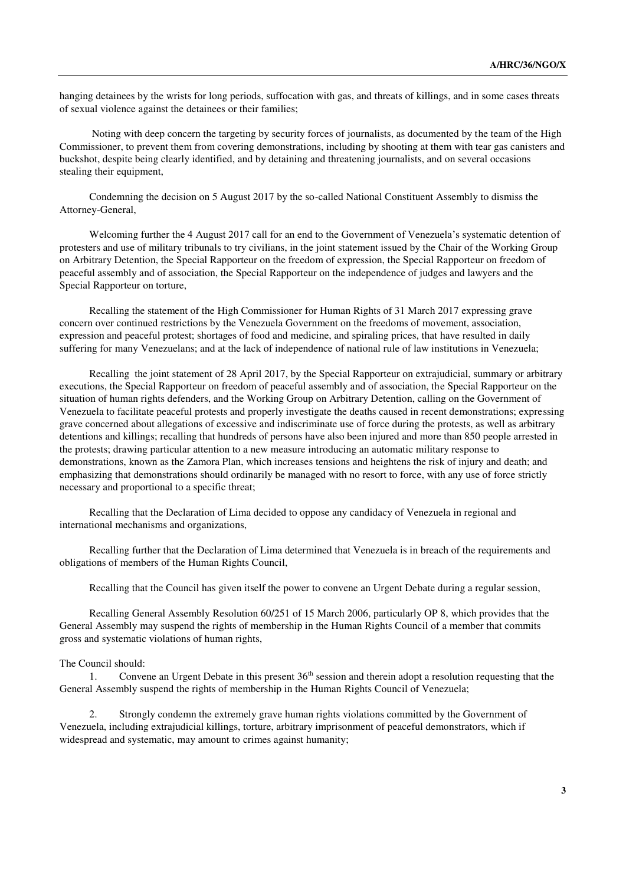hanging detainees by the wrists for long periods, suffocation with gas, and threats of killings, and in some cases threats of sexual violence against the detainees or their families;

Noting with deep concern the targeting by security forces of journalists, as documented by the team of the High Commissioner, to prevent them from covering demonstrations, including by shooting at them with tear gas canisters and buckshot, despite being clearly identified, and by detaining and threatening journalists, and on several occasions stealing their equipment,

Condemning the decision on 5 August 2017 by the so-called National Constituent Assembly to dismiss the Attorney-General,

Welcoming further the 4 August 2017 call for an end to the Government of Venezuela's systematic detention of protesters and use of military tribunals to try civilians, in the joint statement issued by the Chair of the Working Group on Arbitrary Detention, the Special Rapporteur on the freedom of expression, the Special Rapporteur on freedom of peaceful assembly and of association, the Special Rapporteur on the independence of judges and lawyers and the Special Rapporteur on torture,

Recalling the statement of the High Commissioner for Human Rights of 31 March 2017 expressing grave concern over continued restrictions by the Venezuela Government on the freedoms of movement, association, expression and peaceful protest; shortages of food and medicine, and spiraling prices, that have resulted in daily suffering for many Venezuelans; and at the lack of independence of national rule of law institutions in Venezuela;

Recalling the joint statement of 28 April 2017, by the Special Rapporteur on extrajudicial, summary or arbitrary executions, the Special Rapporteur on freedom of peaceful assembly and of association, the Special Rapporteur on the situation of human rights defenders, and the Working Group on Arbitrary Detention, calling on the Government of Venezuela to facilitate peaceful protests and properly investigate the deaths caused in recent demonstrations; expressing grave concerned about allegations of excessive and indiscriminate use of force during the protests, as well as arbitrary detentions and killings; recalling that hundreds of persons have also been injured and more than 850 people arrested in the protests; drawing particular attention to a new measure introducing an automatic military response to demonstrations, known as the Zamora Plan, which increases tensions and heightens the risk of injury and death; and emphasizing that demonstrations should ordinarily be managed with no resort to force, with any use of force strictly necessary and proportional to a specific threat;

Recalling that the Declaration of Lima decided to oppose any candidacy of Venezuela in regional and international mechanisms and organizations,

Recalling further that the Declaration of Lima determined that Venezuela is in breach of the requirements and obligations of members of the Human Rights Council,

Recalling that the Council has given itself the power to convene an Urgent Debate during a regular session,

Recalling General Assembly Resolution 60/251 of 15 March 2006, particularly OP 8, which provides that the General Assembly may suspend the rights of membership in the Human Rights Council of a member that commits gross and systematic violations of human rights,

The Council should:

1. Convene an Urgent Debate in this present 36th session and therein adopt a resolution requesting that the General Assembly suspend the rights of membership in the Human Rights Council of Venezuela;

2. Strongly condemn the extremely grave human rights violations committed by the Government of Venezuela, including extrajudicial killings, torture, arbitrary imprisonment of peaceful demonstrators, which if widespread and systematic, may amount to crimes against humanity;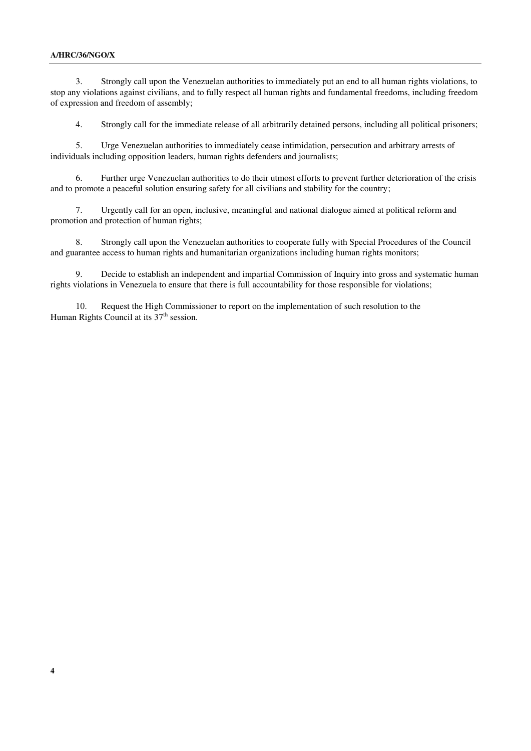3. Strongly call upon the Venezuelan authorities to immediately put an end to all human rights violations, to stop any violations against civilians, and to fully respect all human rights and fundamental freedoms, including freedom of expression and freedom of assembly;

4. Strongly call for the immediate release of all arbitrarily detained persons, including all political prisoners;

5. Urge Venezuelan authorities to immediately cease intimidation, persecution and arbitrary arrests of individuals including opposition leaders, human rights defenders and journalists;

6. Further urge Venezuelan authorities to do their utmost efforts to prevent further deterioration of the crisis and to promote a peaceful solution ensuring safety for all civilians and stability for the country;

7. Urgently call for an open, inclusive, meaningful and national dialogue aimed at political reform and promotion and protection of human rights;

8. Strongly call upon the Venezuelan authorities to cooperate fully with Special Procedures of the Council and guarantee access to human rights and humanitarian organizations including human rights monitors;

9. Decide to establish an independent and impartial Commission of Inquiry into gross and systematic human rights violations in Venezuela to ensure that there is full accountability for those responsible for violations;

10. Request the High Commissioner to report on the implementation of such resolution to the Human Rights Council at its 37th session.